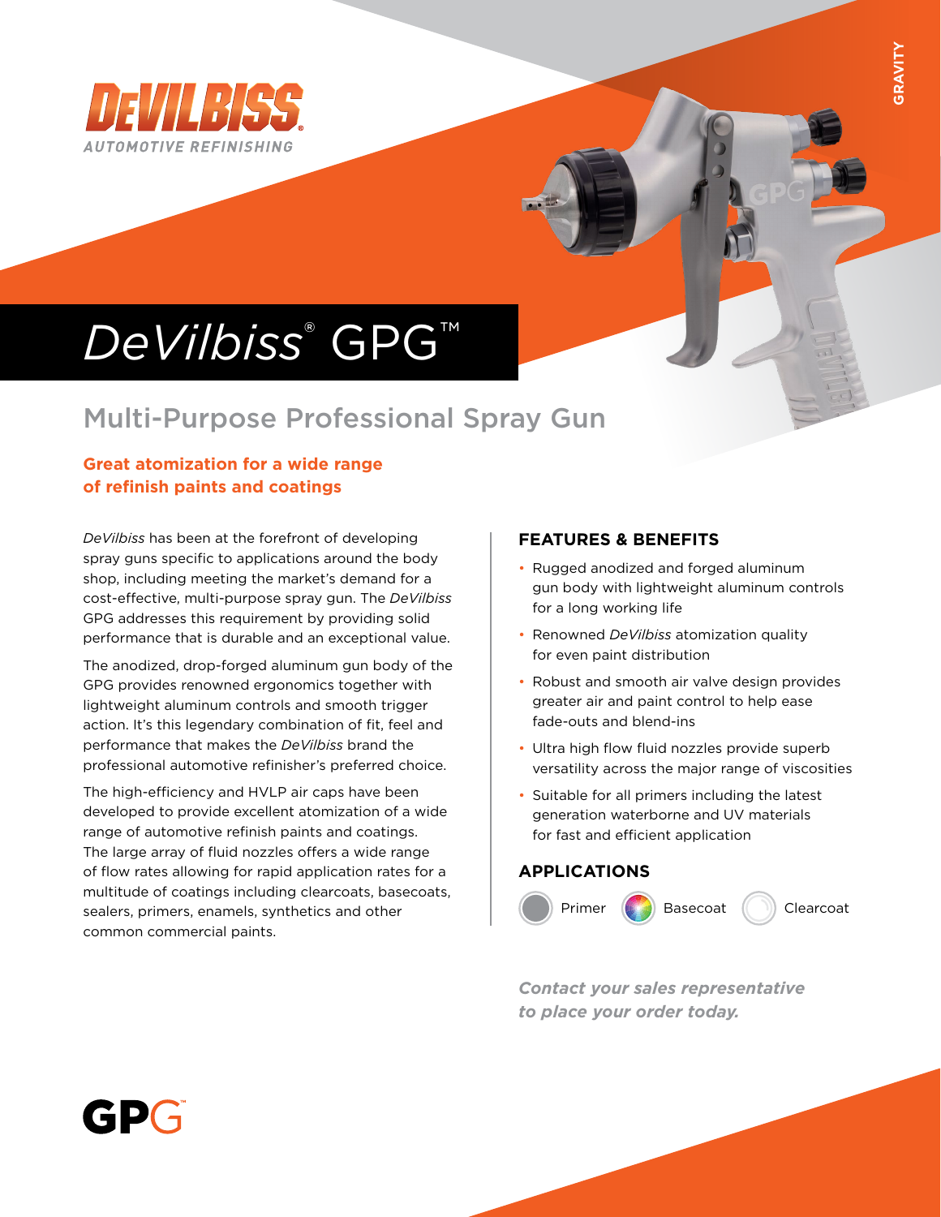DEVILBISS®
AUTOMOTIVE REFINISHING

GRAVITY

# DeVilbiss® GPG™

## Multi-Purpose Professional Spray Gun

**Great atomization for a wide range of refinish paints and coatings**

*DeVilbiss* has been at the forefront of developing spray guns specific to applications around the body shop, including meeting the market's demand for a cost-effective, multi-purpose spray gun. The *DeVilbiss* GPG addresses this requirement by providing solid performance that is durable and an exceptional value.

The anodized, drop-forged aluminum gun body of the GPG provides renowned ergonomics together with lightweight aluminum controls and smooth trigger action. It's this legendary combination of fit, feel and performance that makes the *DeVilbiss* brand the professional automotive refinisher's preferred choice.

The high-efficiency and HVLP air caps have been developed to provide excellent atomization of a wide range of automotive refinish paints and coatings. The large array of fluid nozzles offers a wide range of flow rates allowing for rapid application rates for a multitude of coatings including clearcoats, basecoats, sealers, primers, enamels, synthetics and other common commercial paints.

### FEATURES & BENEFITS

- Rugged anodized and forged aluminum gun body with lightweight aluminum controls for a long working life
- Renowned *DeVilbiss* atomization quality for even paint distribution
- Robust and smooth air valve design provides greater air and paint control to help ease fade-outs and blend-ins
- Ultra high flow fluid nozzles provide superb versatility across the major range of viscosities
- Suitable for all primers including the latest generation waterborne and UV materials for fast and efficient application

### APPLICATIONS

Primer Basecoat Clearcoat

***Contact your sales representative to place your order today.***

GPG™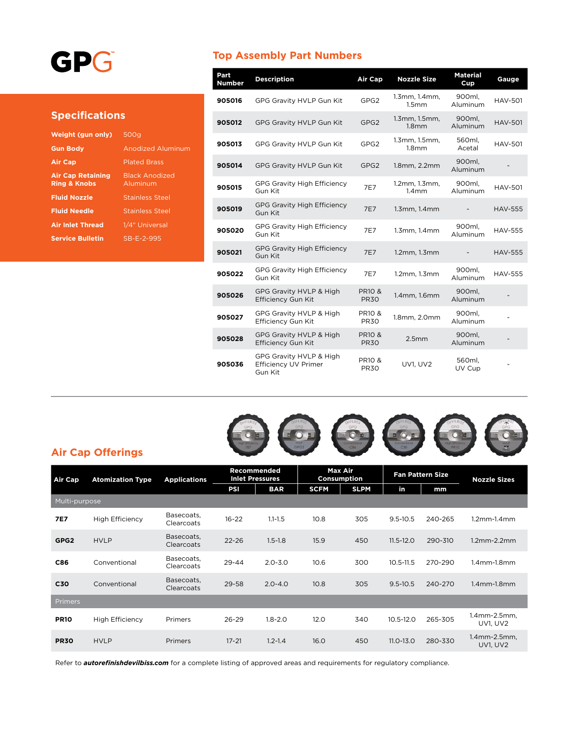# GPG

## Specifications

| | |
|---|---|
| **Weight (gun only)** | 500g |
| **Gun Body** | Anodized Aluminum |
| **Air Cap** | Plated Brass |
| **Air Cap Retaining Ring & Knobs** | Black Anodized Aluminum |
| **Fluid Nozzle** | Stainless Steel |
| **Fluid Needle** | Stainless Steel |
| **Air Inlet Thread** | 1/4" Universal |
| **Service Bulletin** | SB-E-2-995 |

## Top Assembly Part Numbers

| Part Number | Description | Air Cap | Nozzle Size | Material Cup | Gauge |
|---|---|---|---|---|---|
| **905016** | GPG Gravity HVLP Gun Kit | GPG2 | 1.3mm, 1.4mm, 1.5mm | 900ml, Aluminum | HAV-501 |
| **905012** | GPG Gravity HVLP Gun Kit | GPG2 | 1.3mm, 1.5mm, 1.8mm | 900ml, Aluminum | HAV-501 |
| **905013** | GPG Gravity HVLP Gun Kit | GPG2 | 1.3mm, 1.5mm, 1.8mm | 560ml, Acetal | HAV-501 |
| **905014** | GPG Gravity HVLP Gun Kit | GPG2 | 1.8mm, 2.2mm | 900ml, Aluminum | - |
| **905015** | GPG Gravity High Efficiency Gun Kit | 7E7 | 1.2mm, 1.3mm, 1.4mm | 900ml, Aluminum | HAV-501 |
| **905019** | GPG Gravity High Efficiency Gun Kit | 7E7 | 1.3mm, 1.4mm | - | HAV-555 |
| **905020** | GPG Gravity High Efficiency Gun Kit | 7E7 | 1.3mm, 1.4mm | 900ml, Aluminum | HAV-555 |
| **905021** | GPG Gravity High Efficiency Gun Kit | 7E7 | 1.2mm, 1.3mm | - | HAV-555 |
| **905022** | GPG Gravity High Efficiency Gun Kit | 7E7 | 1.2mm, 1.3mm | 900ml, Aluminum | HAV-555 |
| **905026** | GPG Gravity HVLP & High Efficiency Gun Kit | PR10 & PR30 | 1.4mm, 1.6mm | 900ml, Aluminum | - |
| **905027** | GPG Gravity HVLP & High Efficiency Gun Kit | PR10 & PR30 | 1.8mm, 2.0mm | 900ml, Aluminum | - |
| **905028** | GPG Gravity HVLP & High Efficiency Gun Kit | PR10 & PR30 | 2.5mm | 900ml, Aluminum | - |
| **905036** | GPG Gravity HVLP & High Efficiency UV Primer Gun Kit | PR10 & PR30 | UV1, UV2 | 560ml, UV Cup | - |

## Air Cap Offerings

| Air Cap | Atomization Type | Applications | Recommended Inlet Pressures | | Max Air Consumption | | Fan Pattern Size | | Nozzle Sizes |
|---|---|---|---|---|---|---|---|---|---|
| | | | PSI | BAR | SCFM | SLPM | in | mm | |
| Multi-purpose | | | | | | | | | |
| **7E7** | High Efficiency | Basecoats, Clearcoats | 16-22 | 1.1-1.5 | 10.8 | 305 | 9.5-10.5 | 240-265 | 1.2mm-1.4mm |
| **GPG2** | HVLP | Basecoats, Clearcoats | 22-26 | 1.5-1.8 | 15.9 | 450 | 11.5-12.0 | 290-310 | 1.2mm-2.2mm |
| **C86** | Conventional | Basecoats, Clearcoats | 29-44 | 2.0-3.0 | 10.6 | 300 | 10.5-11.5 | 270-290 | 1.4mm-1.8mm |
| **C30** | Conventional | Basecoats, Clearcoats | 29-58 | 2.0-4.0 | 10.8 | 305 | 9.5-10.5 | 240-270 | 1.4mm-1.8mm |
| Primers | | | | | | | | | |
| **PR10** | High Efficiency | Primers | 26-29 | 1.8-2.0 | 12.0 | 340 | 10.5-12.0 | 265-305 | 1.4mm-2.5mm, UV1, UV2 |
| **PR30** | HVLP | Primers | 17-21 | 1.2-1.4 | 16.0 | 450 | 11.0-13.0 | 280-330 | 1.4mm-2.5mm, UV1, UV2 |

Refer to ***autorefinishdevilbiss.com*** for a complete listing of approved areas and requirements for regulatory compliance.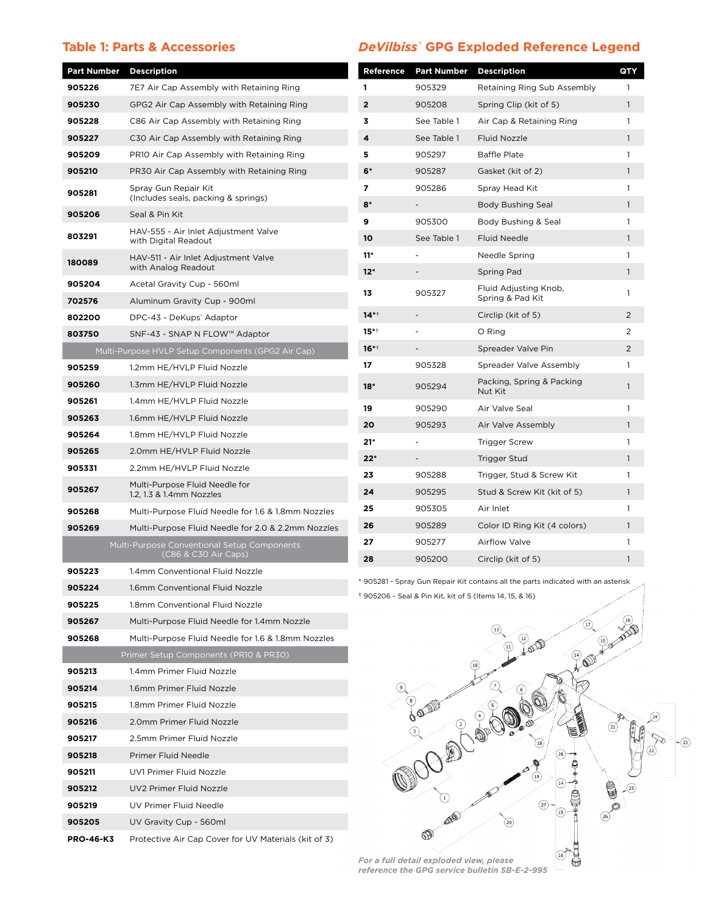## Table 1: Parts & Accessories

| Part Number | Description |
|---|---|
| 905226 | 7E7 Air Cap Assembly with Retaining Ring |
| 905230 | GPG2 Air Cap Assembly with Retaining Ring |
| 905228 | C86 Air Cap Assembly with Retaining Ring |
| 905227 | C30 Air Cap Assembly with Retaining Ring |
| 905209 | PR10 Air Cap Assembly with Retaining Ring |
| 905210 | PR30 Air Cap Assembly with Retaining Ring |
| 905281 | Spray Gun Repair Kit (Includes seals, packing & springs) |
| 905206 | Seal & Pin Kit |
| 803291 | HAV-555 - Air Inlet Adjustment Valve with Digital Readout |
| 180089 | HAV-511 - Air Inlet Adjustment Valve with Analog Readout |
| 905204 | Acetal Gravity Cup - 560ml |
| 702576 | Aluminum Gravity Cup - 900ml |
| 802200 | DPC-43 - DeKups® Adaptor |
| 803750 | SNF-43 - SNAP N FLOW™ Adaptor |
| Multi-Purpose HVLP Setup Components (GPG2 Air Cap) | |
| 905259 | 1.2mm HE/HVLP Fluid Nozzle |
| 905260 | 1.3mm HE/HVLP Fluid Nozzle |
| 905261 | 1.4mm HE/HVLP Fluid Nozzle |
| 905263 | 1.6mm HE/HVLP Fluid Nozzle |
| 905264 | 1.8mm HE/HVLP Fluid Nozzle |
| 905265 | 2.0mm HE/HVLP Fluid Nozzle |
| 905331 | 2.2mm HE/HVLP Fluid Nozzle |
| 905267 | Multi-Purpose Fluid Needle for 1.2, 1.3 & 1.4mm Nozzles |
| 905268 | Multi-Purpose Fluid Needle for 1.6 & 1.8mm Nozzles |
| 905269 | Multi-Purpose Fluid Needle for 2.0 & 2.2mm Nozzles |
| Multi-Purpose Conventional Setup Components (C86 & C30 Air Caps) | |
| 905223 | 1.4mm Conventional Fluid Nozzle |
| 905224 | 1.6mm Conventional Fluid Nozzle |
| 905225 | 1.8mm Conventional Fluid Nozzle |
| 905267 | Multi-Purpose Fluid Needle for 1.4mm Nozzle |
| 905268 | Multi-Purpose Fluid Needle for 1.6 & 1.8mm Nozzles |
| Primer Setup Components (PR10 & PR30) | |
| 905213 | 1.4mm Primer Fluid Nozzle |
| 905214 | 1.6mm Primer Fluid Nozzle |
| 905215 | 1.8mm Primer Fluid Nozzle |
| 905216 | 2.0mm Primer Fluid Nozzle |
| 905217 | 2.5mm Primer Fluid Nozzle |
| 905218 | Primer Fluid Needle |
| 905211 | UV1 Primer Fluid Nozzle |
| 905212 | UV2 Primer Fluid Nozzle |
| 905219 | UV Primer Fluid Needle |
| 905205 | UV Gravity Cup - 560ml |
| PRO-46-K3 | Protective Air Cap Cover for UV Materials (kit of 3) |

## DeVilbiss® GPG Exploded Reference Legend

| Reference | Part Number | Description | QTY |
|---|---|---|---|
| 1 | 905329 | Retaining Ring Sub Assembly | 1 |
| 2 | 905208 | Spring Clip (kit of 5) | 1 |
| 3 | See Table 1 | Air Cap & Retaining Ring | 1 |
| 4 | See Table 1 | Fluid Nozzle | 1 |
| 5 | 905297 | Baffle Plate | 1 |
| 6* | 905287 | Gasket (kit of 2) | 1 |
| 7 | 905286 | Spray Head Kit | 1 |
| 8* | - | Body Bushing Seal | 1 |
| 9 | 905300 | Body Bushing & Seal | 1 |
| 10 | See Table 1 | Fluid Needle | 1 |
| 11* | - | Needle Spring | 1 |
| 12* | - | Spring Pad | 1 |
| 13 | 905327 | Fluid Adjusting Knob, Spring & Pad Kit | 1 |
| 14*† | - | Circlip (kit of 5) | 2 |
| 15*† | - | O Ring | 2 |
| 16*† | - | Spreader Valve Pin | 2 |
| 17 | 905328 | Spreader Valve Assembly | 1 |
| 18* | 905294 | Packing, Spring & Packing Nut Kit | 1 |
| 19 | 905290 | Air Valve Seal | 1 |
| 20 | 905293 | Air Valve Assembly | 1 |
| 21* | - | Trigger Screw | 1 |
| 22* | - | Trigger Stud | 1 |
| 23 | 905288 | Trigger, Stud & Screw Kit | 1 |
| 24 | 905295 | Stud & Screw Kit (kit of 5) | 1 |
| 25 | 905305 | Air Inlet | 1 |
| 26 | 905289 | Color ID Ring Kit (4 colors) | 1 |
| 27 | 905277 | Airflow Valve | 1 |
| 28 | 905200 | Circlip (kit of 5) | 1 |

* 905281 - Spray Gun Repair Kit contains all the parts indicated with an asterisk

† 905206 - Seal & Pin Kit, kit of 5 (Items 14, 15, & 16)

*For a full detail exploded view, please reference the GPG service bulletin SB-E-2-995*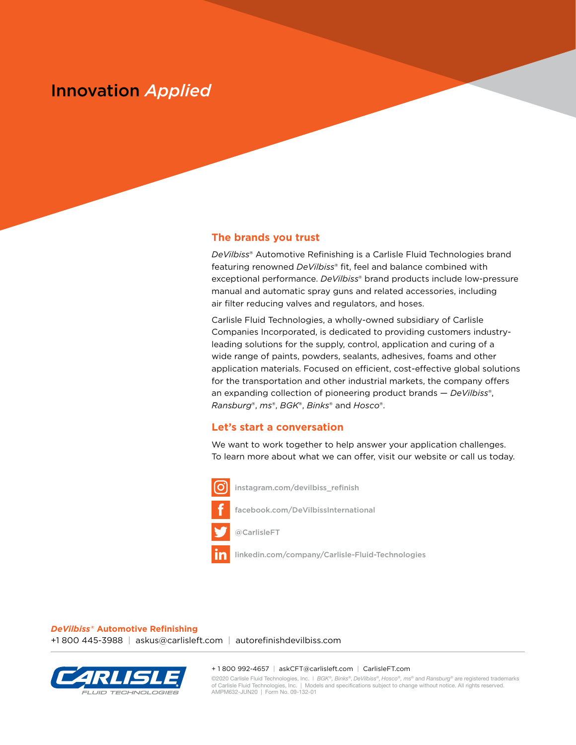# Innovation *Applied*

## The brands you trust

*DeVilbiss*® Automotive Refinishing is a Carlisle Fluid Technologies brand featuring renowned *DeVilbiss*® fit, feel and balance combined with exceptional performance. *DeVilbiss*® brand products include low-pressure manual and automatic spray guns and related accessories, including air filter reducing valves and regulators, and hoses.

Carlisle Fluid Technologies, a wholly-owned subsidiary of Carlisle Companies Incorporated, is dedicated to providing customers industry-leading solutions for the supply, control, application and curing of a wide range of paints, powders, sealants, adhesives, foams and other application materials. Focused on efficient, cost-effective global solutions for the transportation and other industrial markets, the company offers an expanding collection of pioneering product brands — *DeVilbiss*®, *Ransburg*®, *ms*®, *BGK*®, *Binks*® and *Hosco*®.

## Let's start a conversation

We want to work together to help answer your application challenges. To learn more about what we can offer, visit our website or call us today.

instagram.com/devilbiss_refinish

facebook.com/DeVilbissInternational

@CarlisleFT

linkedin.com/company/Carlisle-Fluid-Technologies

***DeVilbiss*® Automotive Refinishing**

+1 800 445-3988 | askus@carlisleft.com | autorefinishdevilbiss.com

CARLISLE FLUID TECHNOLOGIES

+ 1 800 992-4657 | askCFT@carlisleft.com | CarlisleFT.com

©2020 Carlisle Fluid Technologies, Inc. | *BGK*®, *Binks*®, *DeVilbiss*®, *Hosco*®, *ms*® and *Ransburg*® are registered trademarks of Carlisle Fluid Technologies, Inc. | Models and specifications subject to change without notice. All rights reserved.
AMPM632-JUN20 | Form No. 09-132-01